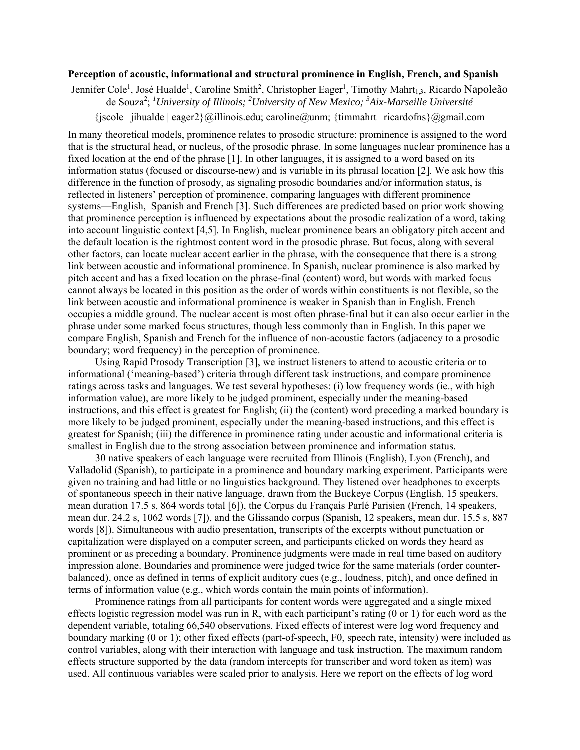**Perception of acoustic, informational and structural prominence in English, French, and Spanish**

Jennifer Cole[1], José Hualde[1], Caroline Smith[2], Christopher Eager[1], Timothy Mahrt[1,3], Ricardo Napoleão de Souza[2]; [1]*University of Illinois;* [2]*University of New Mexico;* [3]*Aix-Marseille Université*

{jscole | jihualde | eager2}@illinois.edu; caroline@unm; {timmahrt | ricardofns}@gmail.com

In many theoretical models, prominence relates to prosodic structure: prominence is assigned to the word that is the structural head, or nucleus, of the prosodic phrase. In some languages nuclear prominence has a fixed location at the end of the phrase [1]. In other languages, it is assigned to a word based on its information status (focused or discourse-new) and is variable in its phrasal location [2]. We ask how this difference in the function of prosody, as signaling prosodic boundaries and/or information status, is reflected in listeners' perception of prominence, comparing languages with different prominence systems—English, Spanish and French [3]. Such differences are predicted based on prior work showing that prominence perception is influenced by expectations about the prosodic realization of a word, taking into account linguistic context [4,5]. In English, nuclear prominence bears an obligatory pitch accent and the default location is the rightmost content word in the prosodic phrase. But focus, along with several other factors, can locate nuclear accent earlier in the phrase, with the consequence that there is a strong link between acoustic and informational prominence. In Spanish, nuclear prominence is also marked by pitch accent and has a fixed location on the phrase-final (content) word, but words with marked focus cannot always be located in this position as the order of words within constituents is not flexible, so the link between acoustic and informational prominence is weaker in Spanish than in English. French occupies a middle ground. The nuclear accent is most often phrase-final but it can also occur earlier in the phrase under some marked focus structures, though less commonly than in English. In this paper we compare English, Spanish and French for the influence of non-acoustic factors (adjacency to a prosodic boundary; word frequency) in the perception of prominence.

Using Rapid Prosody Transcription [3], we instruct listeners to attend to acoustic criteria or to informational ('meaning-based') criteria through different task instructions, and compare prominence ratings across tasks and languages. We test several hypotheses: (i) low frequency words (ie., with high information value), are more likely to be judged prominent, especially under the meaning-based instructions, and this effect is greatest for English; (ii) the (content) word preceding a marked boundary is more likely to be judged prominent, especially under the meaning-based instructions, and this effect is greatest for Spanish; (iii) the difference in prominence rating under acoustic and informational criteria is smallest in English due to the strong association between prominence and information status.

30 native speakers of each language were recruited from Illinois (English), Lyon (French), and Valladolid (Spanish), to participate in a prominence and boundary marking experiment. Participants were given no training and had little or no linguistics background. They listened over headphones to excerpts of spontaneous speech in their native language, drawn from the Buckeye Corpus (English, 15 speakers, mean duration 17.5 s, 864 words total [6]), the Corpus du Français Parlé Parisien (French, 14 speakers, mean dur. 24.2 s, 1062 words [7]), and the Glissando corpus (Spanish, 12 speakers, mean dur. 15.5 s, 887 words [8]). Simultaneous with audio presentation, transcripts of the excerpts without punctuation or capitalization were displayed on a computer screen, and participants clicked on words they heard as prominent or as preceding a boundary. Prominence judgments were made in real time based on auditory impression alone. Boundaries and prominence were judged twice for the same materials (order counter-balanced), once as defined in terms of explicit auditory cues (e.g., loudness, pitch), and once defined in terms of information value (e.g., which words contain the main points of information).

Prominence ratings from all participants for content words were aggregated and a single mixed effects logistic regression model was run in R, with each participant's rating (0 or 1) for each word as the dependent variable, totaling 66,540 observations. Fixed effects of interest were log word frequency and boundary marking (0 or 1); other fixed effects (part-of-speech, F0, speech rate, intensity) were included as control variables, along with their interaction with language and task instruction. The maximum random effects structure supported by the data (random intercepts for transcriber and word token as item) was used. All continuous variables were scaled prior to analysis. Here we report on the effects of log word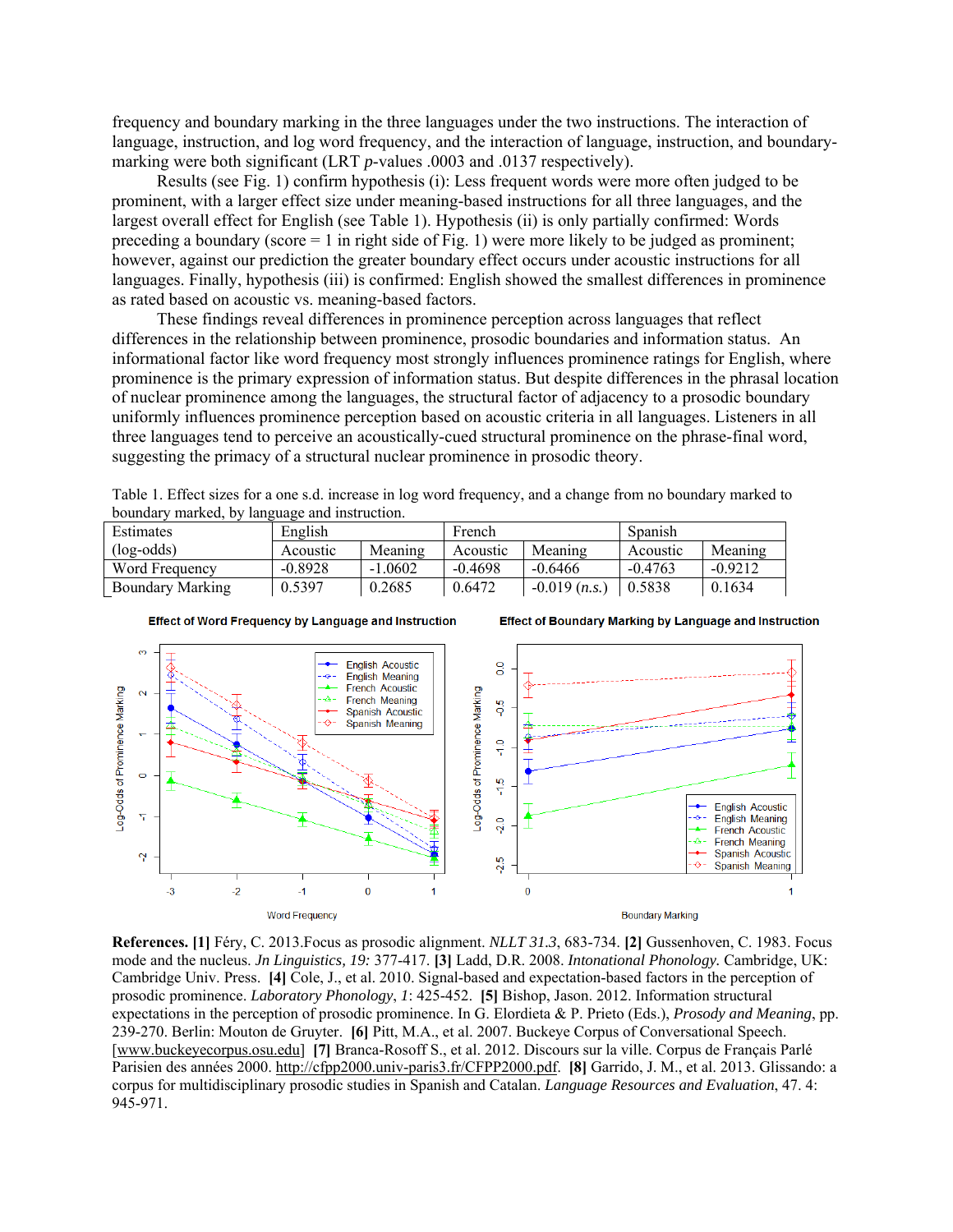frequency and boundary marking in the three languages under the two instructions. The interaction of language, instruction, and log word frequency, and the interaction of language, instruction, and boundary-marking were both significant (LRT *p*-values .0003 and .0137 respectively).

Results (see Fig. 1) confirm hypothesis (i): Less frequent words were more often judged to be prominent, with a larger effect size under meaning-based instructions for all three languages, and the largest overall effect for English (see Table 1). Hypothesis (ii) is only partially confirmed: Words preceding a boundary (score = 1 in right side of Fig. 1) were more likely to be judged as prominent; however, against our prediction the greater boundary effect occurs under acoustic instructions for all languages. Finally, hypothesis (iii) is confirmed: English showed the smallest differences in prominence as rated based on acoustic vs. meaning-based factors.

These findings reveal differences in prominence perception across languages that reflect differences in the relationship between prominence, prosodic boundaries and information status. An informational factor like word frequency most strongly influences prominence ratings for English, where prominence is the primary expression of information status. But despite differences in the phrasal location of nuclear prominence among the languages, the structural factor of adjacency to a prosodic boundary uniformly influences prominence perception based on acoustic criteria in all languages. Listeners in all three languages tend to perceive an acoustically-cued structural prominence on the phrase-final word, suggesting the primacy of a structural nuclear prominence in prosodic theory.

Table 1. Effect sizes for a one s.d. increase in log word frequency, and a change from no boundary marked to boundary marked, by language and instruction.

| Estimates | English | | French | | Spanish | |
|---|---|---|---|---|---|---|
| (log-odds) | Acoustic | Meaning | Acoustic | Meaning | Acoustic | Meaning |
| Word Frequency | -0.8928 | -1.0602 | -0.4698 | -0.6466 | -0.4763 | -0.9212 |
| Boundary Marking | 0.5397 | 0.2685 | 0.6472 | -0.019 (*n.s.*) | 0.5838 | 0.1634 |

Effect of Word Frequency by Language and Instruction

Log-Odds of Prominence Marking

Word Frequency

English Acoustic, English Meaning, French Acoustic, French Meaning, Spanish Acoustic, Spanish Meaning

Effect of Boundary Marking by Language and Instruction

Log-Odds of Prominence Marking

Boundary Marking

English Acoustic, English Meaning, French Acoustic, French Meaning, Spanish Acoustic, Spanish Meaning

**References.** **[1]** Féry, C. 2013.Focus as prosodic alignment. *NLLT 31.3*, 683-734. **[2]** Gussenhoven, C. 1983. Focus mode and the nucleus. *Jn Linguistics, 19:* 377-417. **[3]** Ladd, D.R. 2008. *Intonational Phonology.* Cambridge, UK: Cambridge Univ. Press. **[4]** Cole, J., et al. 2010. Signal-based and expectation-based factors in the perception of prosodic prominence. *Laboratory Phonology*, *1*: 425-452. **[5]** Bishop, Jason. 2012. Information structural expectations in the perception of prosodic prominence. In G. Elordieta & P. Prieto (Eds.), *Prosody and Meaning*, pp. 239-270. Berlin: Mouton de Gruyter. **[6]** Pitt, M.A., et al. 2007. Buckeye Corpus of Conversational Speech. [www.buckeyecorpus.osu.edu] **[7]** Branca-Rosoff S., et al. 2012. Discours sur la ville. Corpus de Français Parlé Parisien des années 2000. http://cfpp2000.univ-paris3.fr/CFPP2000.pdf. **[8]** Garrido, J. M., et al. 2013. Glissando: a corpus for multidisciplinary prosodic studies in Spanish and Catalan. *Language Resources and Evaluation*, 47. 4: 945-971.